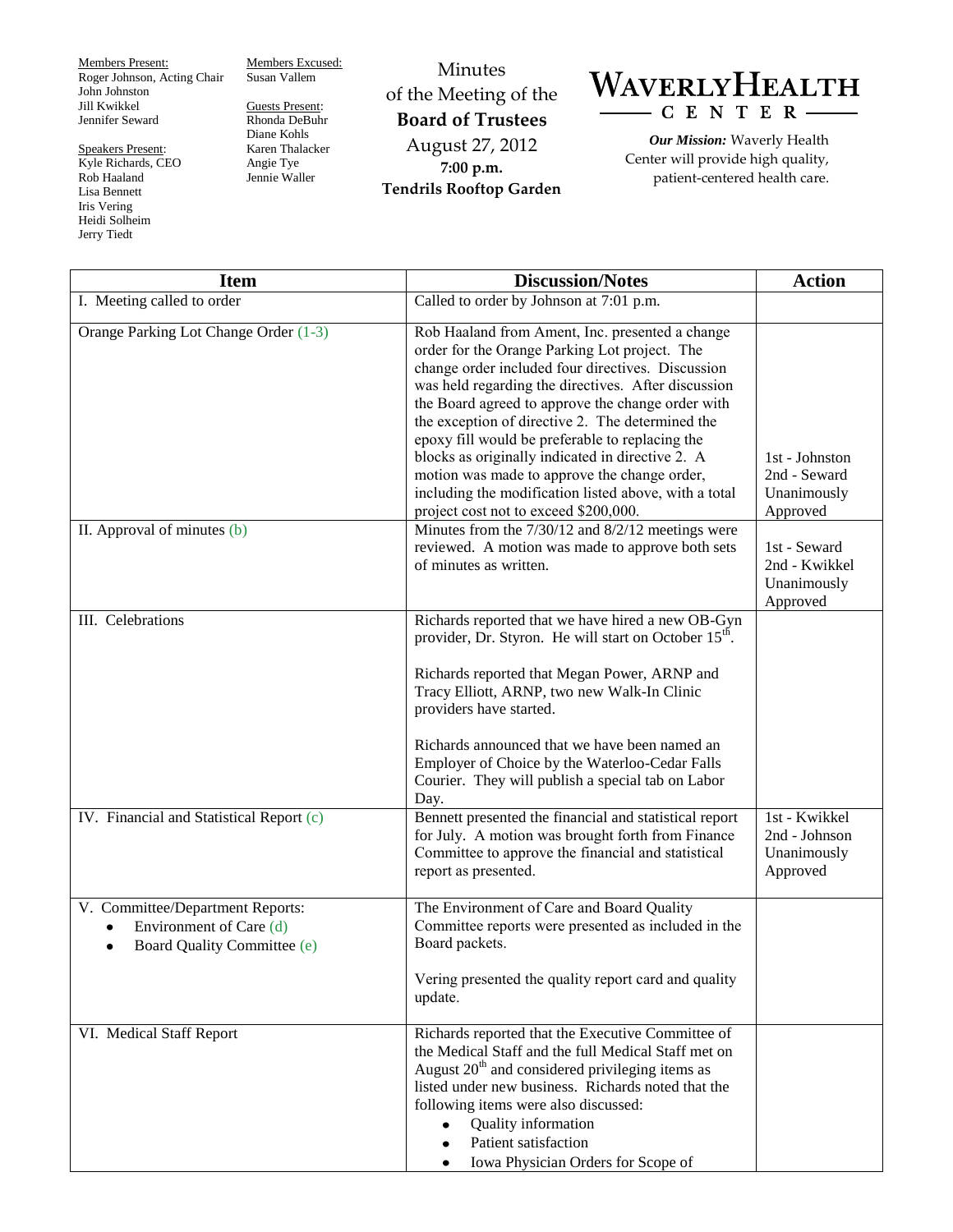Members Present:
Roger Johnson, Acting Chair
John Johnston
Jill Kwikkel
Jennifer Seward

Speakers Present:
Kyle Richards, CEO
Rob Haaland
Lisa Bennett
Iris Vering
Heidi Solheim
Jerry Tiedt

Members Excused:
Susan Vallem

Guests Present:
Rhonda DeBuhr
Diane Kohls
Karen Thalacker
Angie Tye
Jennie Waller

# Minutes of the Meeting of the **Board of Trustees**

August 27, 2012
**7:00 p.m.**
**Tendrils Rooftop Garden**

**WAVERLY HEALTH CENTER**

***Our Mission:*** Waverly Health Center will provide high quality, patient-centered health care.

| Item | Discussion/Notes | Action |
|---|---|---|
| I. Meeting called to order | Called to order by Johnson at 7:01 p.m. | |
| Orange Parking Lot Change Order (1-3) | Rob Haaland from Ament, Inc. presented a change order for the Orange Parking Lot project. The change order included four directives. Discussion was held regarding the directives. After discussion the Board agreed to approve the change order with the exception of directive 2. The determined the epoxy fill would be preferable to replacing the blocks as originally indicated in directive 2. A motion was made to approve the change order, including the modification listed above, with a total project cost not to exceed $200,000. | 1st - Johnston<br>2nd - Seward<br>Unanimously Approved |
| II. Approval of minutes (b) | Minutes from the 7/30/12 and 8/2/12 meetings were reviewed. A motion was made to approve both sets of minutes as written. | 1st - Seward<br>2nd - Kwikkel<br>Unanimously Approved |
| III. Celebrations | Richards reported that we have hired a new OB-Gyn provider, Dr. Styron. He will start on October 15th.<br><br>Richards reported that Megan Power, ARNP and Tracy Elliott, ARNP, two new Walk-In Clinic providers have started.<br><br>Richards announced that we have been named an Employer of Choice by the Waterloo-Cedar Falls Courier. They will publish a special tab on Labor Day. | |
| IV. Financial and Statistical Report (c) | Bennett presented the financial and statistical report for July. A motion was brought forth from Finance Committee to approve the financial and statistical report as presented. | 1st - Kwikkel<br>2nd - Johnson<br>Unanimously Approved |
| V. Committee/Department Reports:<br>• Environment of Care (d)<br>• Board Quality Committee (e) | The Environment of Care and Board Quality Committee reports were presented as included in the Board packets.<br><br>Vering presented the quality report card and quality update. | |
| VI. Medical Staff Report | Richards reported that the Executive Committee of the Medical Staff and the full Medical Staff met on August 20th and considered privileging items as listed under new business. Richards noted that the following items were also discussed:<br>• Quality information<br>• Patient satisfaction<br>• Iowa Physician Orders for Scope of | |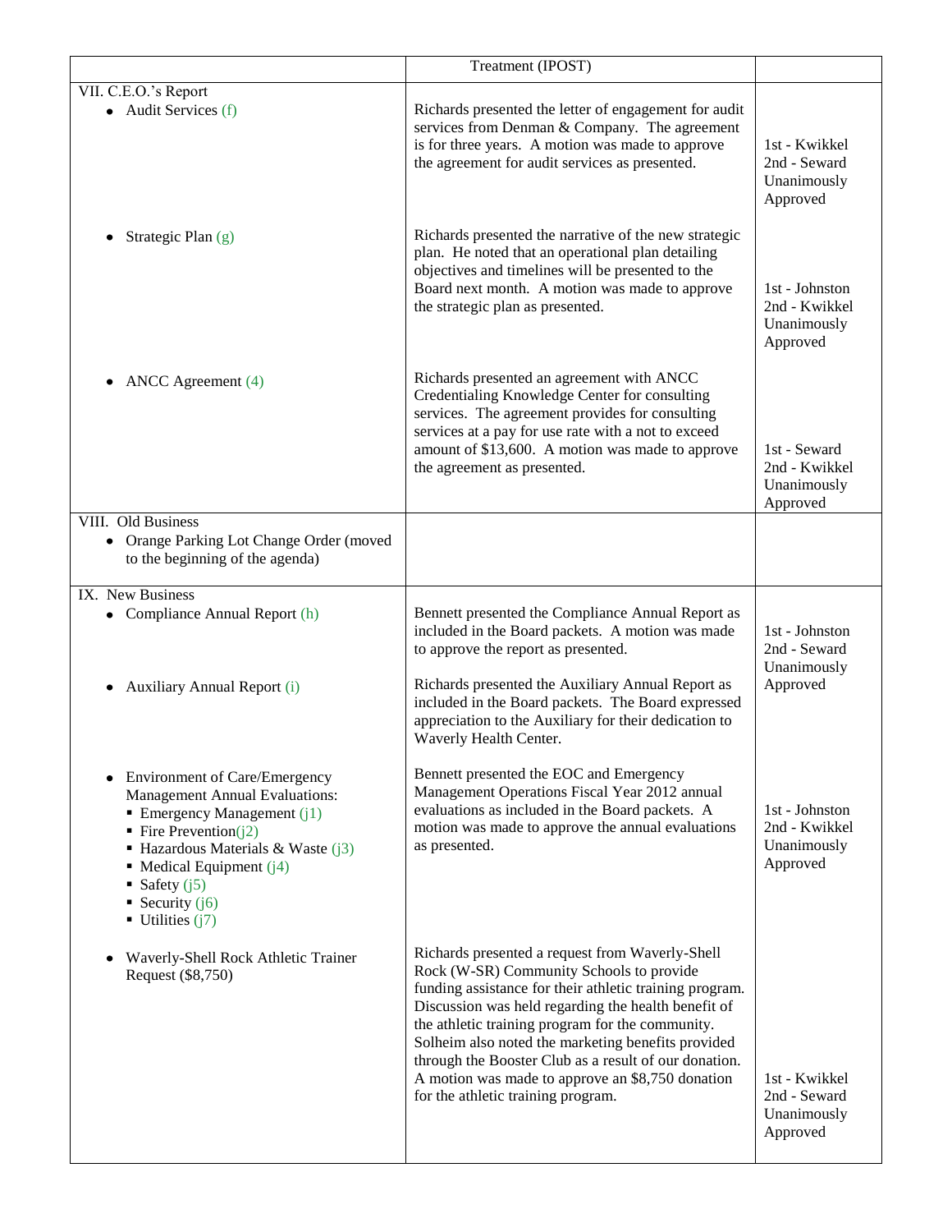| | Treatment (IPOST) | |
|---|---|---|
| VII. C.E.O.'s Report<br>• Audit Services (f) | Richards presented the letter of engagement for audit services from Denman & Company. The agreement is for three years. A motion was made to approve the agreement for audit services as presented. | 1st - Kwikkel<br>2nd - Seward<br>Unanimously Approved |
| • Strategic Plan (g) | Richards presented the narrative of the new strategic plan. He noted that an operational plan detailing objectives and timelines will be presented to the Board next month. A motion was made to approve the strategic plan as presented. | 1st - Johnston<br>2nd - Kwikkel<br>Unanimously Approved |
| • ANCC Agreement (4) | Richards presented an agreement with ANCC Credentialing Knowledge Center for consulting services. The agreement provides for consulting services at a pay for use rate with a not to exceed amount of $13,600. A motion was made to approve the agreement as presented. | 1st - Seward<br>2nd - Kwikkel<br>Unanimously Approved |
| VIII. Old Business<br>• Orange Parking Lot Change Order (moved to the beginning of the agenda) | | |
| IX. New Business<br>• Compliance Annual Report (h)<br><br>• Auxiliary Annual Report (i) | Bennett presented the Compliance Annual Report as included in the Board packets. A motion was made to approve the report as presented.<br><br>Richards presented the Auxiliary Annual Report as included in the Board packets. The Board expressed appreciation to the Auxiliary for their dedication to Waverly Health Center. | 1st - Johnston<br>2nd - Seward<br>Unanimously Approved |
| • Environment of Care/Emergency Management Annual Evaluations:<br>▪ Emergency Management (j1)<br>▪ Fire Prevention(j2)<br>▪ Hazardous Materials & Waste (j3)<br>▪ Medical Equipment (j4)<br>▪ Safety (j5)<br>▪ Security (j6)<br>▪ Utilities (j7) | Bennett presented the EOC and Emergency Management Operations Fiscal Year 2012 annual evaluations as included in the Board packets. A motion was made to approve the annual evaluations as presented. | 1st - Johnston<br>2nd - Kwikkel<br>Unanimously Approved |
| • Waverly-Shell Rock Athletic Trainer Request ($8,750) | Richards presented a request from Waverly-Shell Rock (W-SR) Community Schools to provide funding assistance for their athletic training program. Discussion was held regarding the health benefit of the athletic training program for the community. Solheim also noted the marketing benefits provided through the Booster Club as a result of our donation. A motion was made to approve an $8,750 donation for the athletic training program. | 1st - Kwikkel<br>2nd - Seward<br>Unanimously Approved |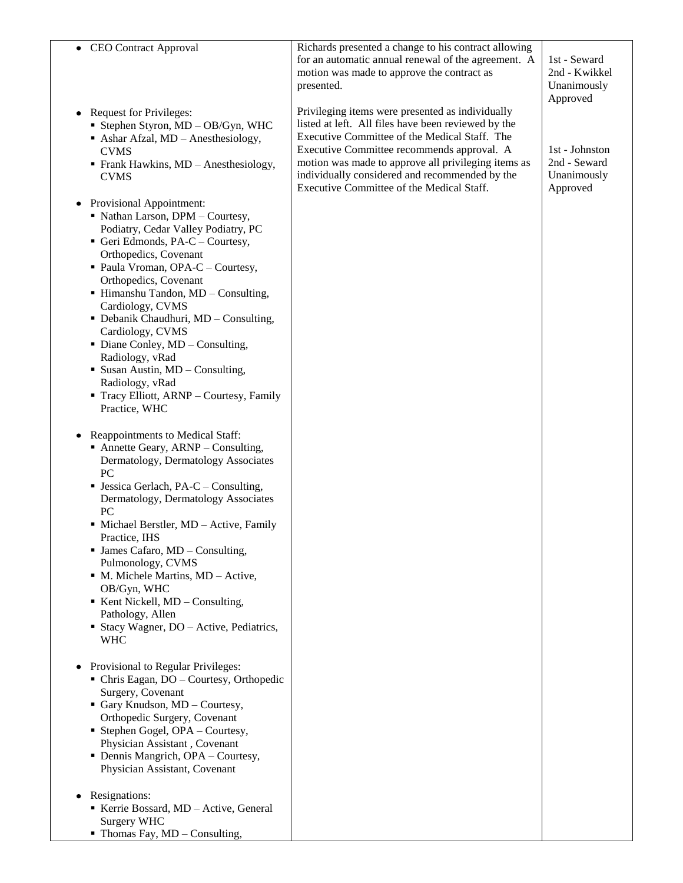| | | |
|---|---|---|
| • CEO Contract Approval | Richards presented a change to his contract allowing for an automatic annual renewal of the agreement. A motion was made to approve the contract as presented. | 1st - Seward<br>2nd - Kwikkel<br>Unanimously Approved |
| • Request for Privileges:<br>▪ Stephen Styron, MD – OB/Gyn, WHC<br>▪ Ashar Afzal, MD – Anesthesiology, CVMS<br>▪ Frank Hawkins, MD – Anesthesiology, CVMS<br><br>• Provisional Appointment:<br>▪ Nathan Larson, DPM – Courtesy, Podiatry, Cedar Valley Podiatry, PC<br>▪ Geri Edmonds, PA-C – Courtesy, Orthopedics, Covenant<br>▪ Paula Vroman, OPA-C – Courtesy, Orthopedics, Covenant<br>▪ Himanshu Tandon, MD – Consulting, Cardiology, CVMS<br>▪ Debanik Chaudhuri, MD – Consulting, Cardiology, CVMS<br>▪ Diane Conley, MD – Consulting, Radiology, vRad<br>▪ Susan Austin, MD – Consulting, Radiology, vRad<br>▪ Tracy Elliott, ARNP – Courtesy, Family Practice, WHC<br><br>• Reappointments to Medical Staff:<br>▪ Annette Geary, ARNP – Consulting, Dermatology, Dermatology Associates PC<br>▪ Jessica Gerlach, PA-C – Consulting, Dermatology, Dermatology Associates PC<br>▪ Michael Berstler, MD – Active, Family Practice, IHS<br>▪ James Cafaro, MD – Consulting, Pulmonology, CVMS<br>▪ M. Michele Martins, MD – Active, OB/Gyn, WHC<br>▪ Kent Nickell, MD – Consulting, Pathology, Allen<br>▪ Stacy Wagner, DO – Active, Pediatrics, WHC<br><br>• Provisional to Regular Privileges:<br>▪ Chris Eagan, DO – Courtesy, Orthopedic Surgery, Covenant<br>▪ Gary Knudson, MD – Courtesy, Orthopedic Surgery, Covenant<br>▪ Stephen Gogel, OPA – Courtesy, Physician Assistant , Covenant<br>▪ Dennis Mangrich, OPA – Courtesy, Physician Assistant, Covenant<br><br>• Resignations:<br>▪ Kerrie Bossard, MD – Active, General Surgery WHC<br>▪ Thomas Fay, MD – Consulting, | Privileging items were presented as individually listed at left. All files have been reviewed by the Executive Committee of the Medical Staff. The Executive Committee recommends approval. A motion was made to approve all privileging items as individually considered and recommended by the Executive Committee of the Medical Staff. | 1st - Johnston<br>2nd - Seward<br>Unanimously Approved |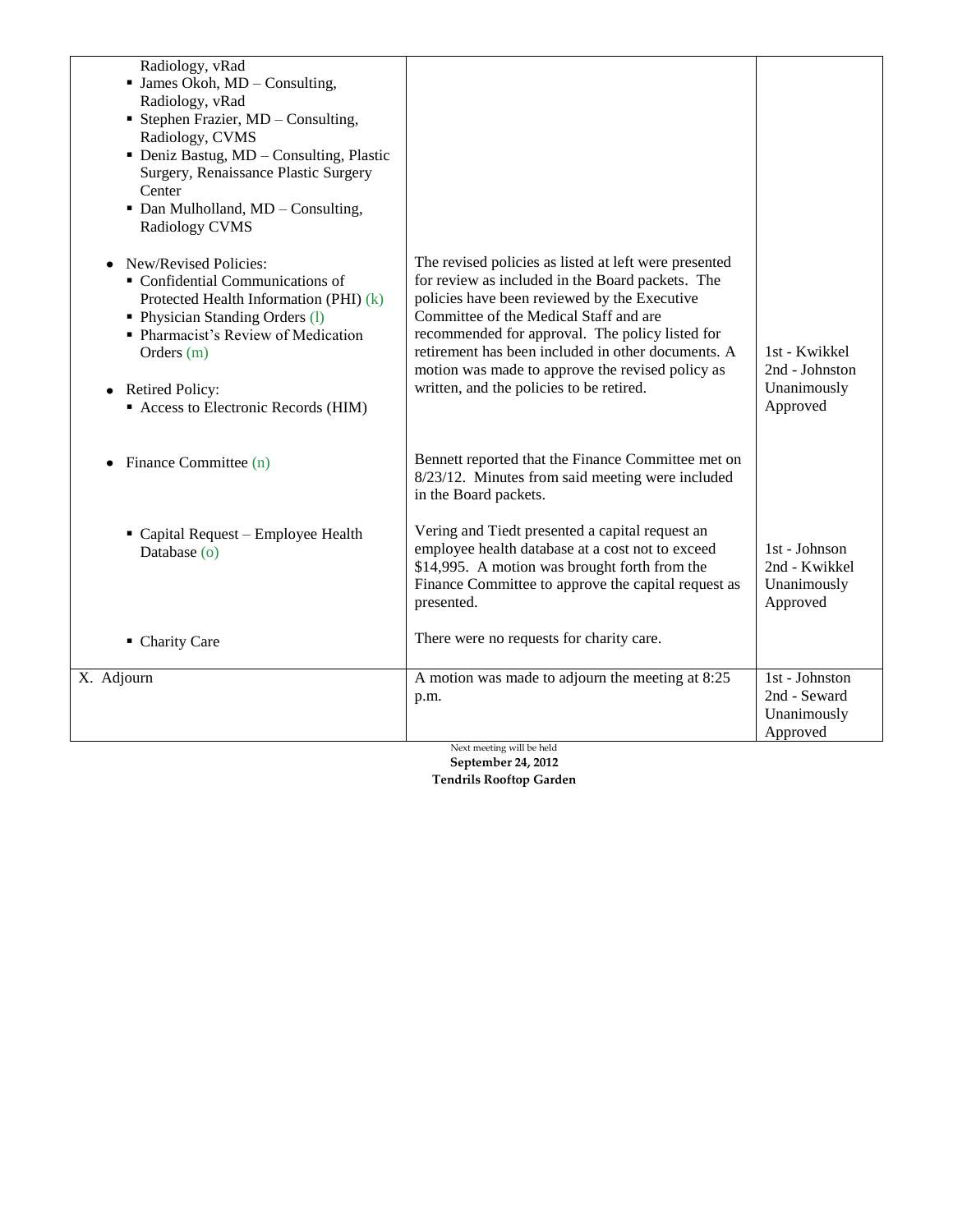| | | |
|---|---|---|
| Radiology, vRad<br>▪ James Okoh, MD – Consulting, Radiology, vRad<br>▪ Stephen Frazier, MD – Consulting, Radiology, CVMS<br>▪ Deniz Bastug, MD – Consulting, Plastic Surgery, Renaissance Plastic Surgery Center<br>▪ Dan Mulholland, MD – Consulting, Radiology CVMS | | |
| • New/Revised Policies:<br>▪ Confidential Communications of Protected Health Information (PHI) (k)<br>▪ Physician Standing Orders (l)<br>▪ Pharmacist's Review of Medication Orders (m)<br><br>• Retired Policy:<br>▪ Access to Electronic Records (HIM) | The revised policies as listed at left were presented for review as included in the Board packets. The policies have been reviewed by the Executive Committee of the Medical Staff and are recommended for approval. The policy listed for retirement has been included in other documents. A motion was made to approve the revised policy as written, and the policies to be retired. | 1st - Kwikkel<br>2nd - Johnston<br>Unanimously Approved |
| • Finance Committee (n) | Bennett reported that the Finance Committee met on 8/23/12. Minutes from said meeting were included in the Board packets. | |
| ▪ Capital Request – Employee Health Database (o) | Vering and Tiedt presented a capital request an employee health database at a cost not to exceed $14,995. A motion was brought forth from the Finance Committee to approve the capital request as presented. | 1st - Johnson<br>2nd - Kwikkel<br>Unanimously Approved |
| ▪ Charity Care | There were no requests for charity care. | |
| X. Adjourn | A motion was made to adjourn the meeting at 8:25 p.m. | 1st - Johnston<br>2nd - Seward<br>Unanimously Approved |

Next meeting will be held
**September 24, 2012**
**Tendrils Rooftop Garden**